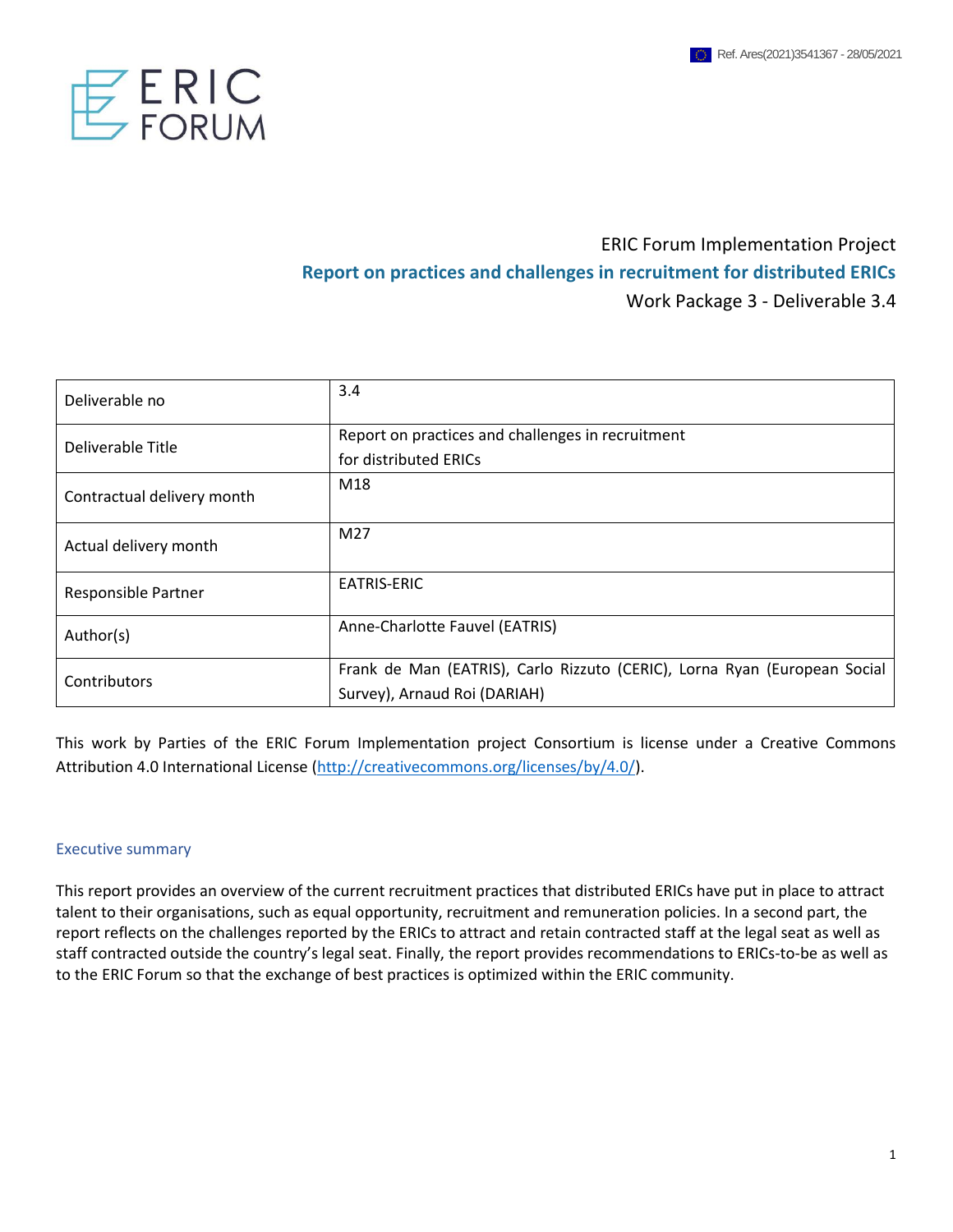Ref. Ares(2021)3541367 - 28/05/2021

ERIC FORUM

ERIC Forum Implementation Project

# Report on practices and challenges in recruitment for distributed ERICs

Work Package 3 - Deliverable 3.4

| Deliverable no | 3.4 |
|---|---|
| Deliverable Title | Report on practices and challenges in recruitment for distributed ERICs |
| Contractual delivery month | M18 |
| Actual delivery month | M27 |
| Responsible Partner | EATRIS-ERIC |
| Author(s) | Anne-Charlotte Fauvel (EATRIS) |
| Contributors | Frank de Man (EATRIS), Carlo Rizzuto (CERIC), Lorna Ryan (European Social Survey), Arnaud Roi (DARIAH) |

This work by Parties of the ERIC Forum Implementation project Consortium is license under a Creative Commons Attribution 4.0 International License (http://creativecommons.org/licenses/by/4.0/).

## Executive summary

This report provides an overview of the current recruitment practices that distributed ERICs have put in place to attract talent to their organisations, such as equal opportunity, recruitment and remuneration policies. In a second part, the report reflects on the challenges reported by the ERICs to attract and retain contracted staff at the legal seat as well as staff contracted outside the country's legal seat. Finally, the report provides recommendations to ERICs-to-be as well as to the ERIC Forum so that the exchange of best practices is optimized within the ERIC community.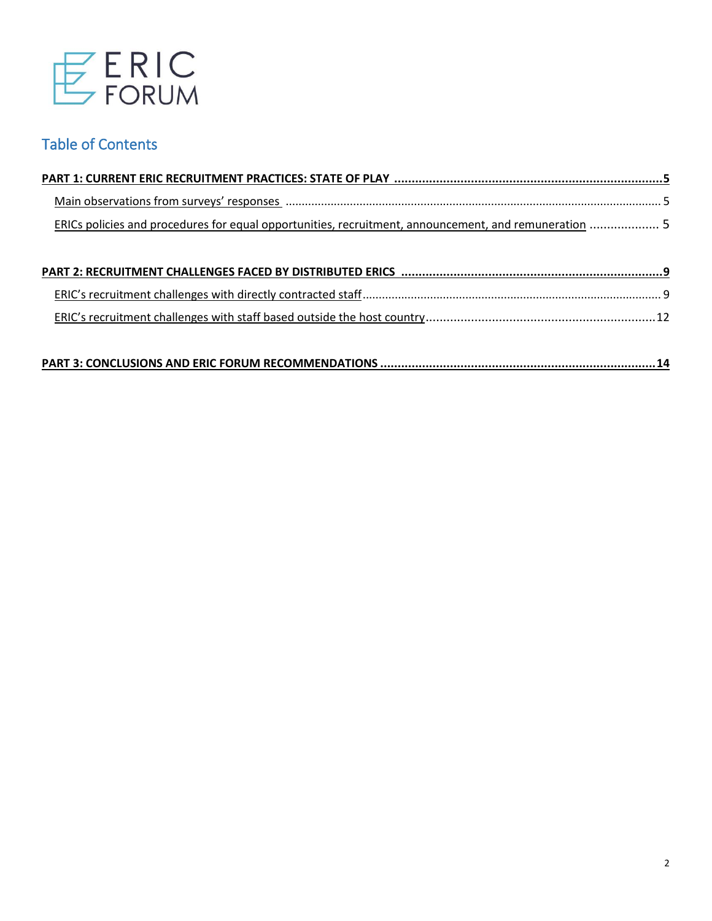ERIC FORUM

## Table of Contents

**PART 1: CURRENT ERIC RECRUITMENT PRACTICES: STATE OF PLAY** ..... **5**

- Main observations from surveys' responses ..... 5
- ERICs policies and procedures for equal opportunities, recruitment, announcement, and remuneration ..... 5

**PART 2: RECRUITMENT CHALLENGES FACED BY DISTRIBUTED ERICS** ..... **9**

- ERIC's recruitment challenges with directly contracted staff ..... 9
- ERIC's recruitment challenges with staff based outside the host country ..... 12

**PART 3: CONCLUSIONS AND ERIC FORUM RECOMMENDATIONS** ..... **14**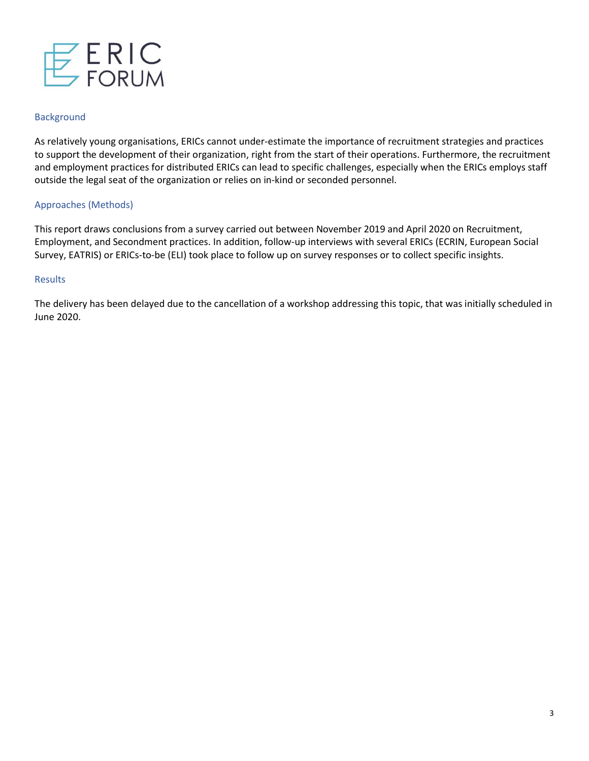## Background

As relatively young organisations, ERICs cannot under-estimate the importance of recruitment strategies and practices to support the development of their organization, right from the start of their operations. Furthermore, the recruitment and employment practices for distributed ERICs can lead to specific challenges, especially when the ERICs employs staff outside the legal seat of the organization or relies on in-kind or seconded personnel.

## Approaches (Methods)

This report draws conclusions from a survey carried out between November 2019 and April 2020 on Recruitment, Employment, and Secondment practices. In addition, follow-up interviews with several ERICs (ECRIN, European Social Survey, EATRIS) or ERICs-to-be (ELI) took place to follow up on survey responses or to collect specific insights.

## Results

The delivery has been delayed due to the cancellation of a workshop addressing this topic, that was initially scheduled in June 2020.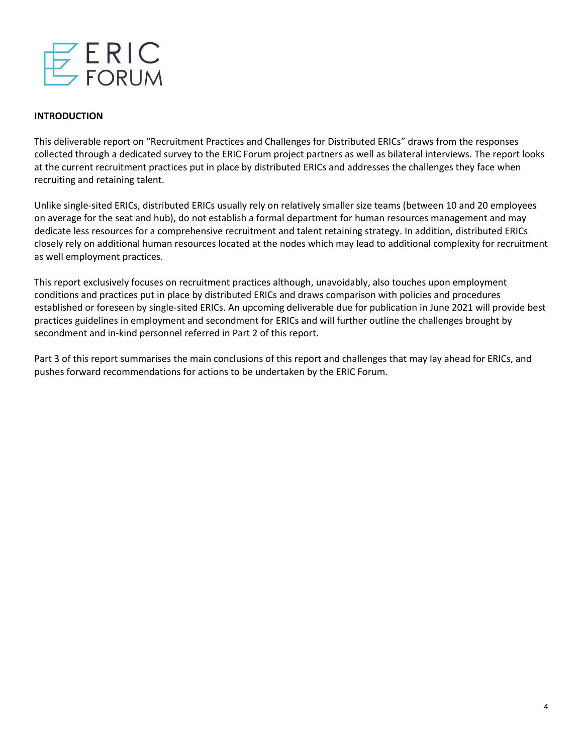## INTRODUCTION

This deliverable report on "Recruitment Practices and Challenges for Distributed ERICs" draws from the responses collected through a dedicated survey to the ERIC Forum project partners as well as bilateral interviews. The report looks at the current recruitment practices put in place by distributed ERICs and addresses the challenges they face when recruiting and retaining talent.

Unlike single-sited ERICs, distributed ERICs usually rely on relatively smaller size teams (between 10 and 20 employees on average for the seat and hub), do not establish a formal department for human resources management and may dedicate less resources for a comprehensive recruitment and talent retaining strategy. In addition, distributed ERICs closely rely on additional human resources located at the nodes which may lead to additional complexity for recruitment as well employment practices.

This report exclusively focuses on recruitment practices although, unavoidably, also touches upon employment conditions and practices put in place by distributed ERICs and draws comparison with policies and procedures established or foreseen by single-sited ERICs. An upcoming deliverable due for publication in June 2021 will provide best practices guidelines in employment and secondment for ERICs and will further outline the challenges brought by secondment and in-kind personnel referred in Part 2 of this report.

Part 3 of this report summarises the main conclusions of this report and challenges that may lay ahead for ERICs, and pushes forward recommendations for actions to be undertaken by the ERIC Forum.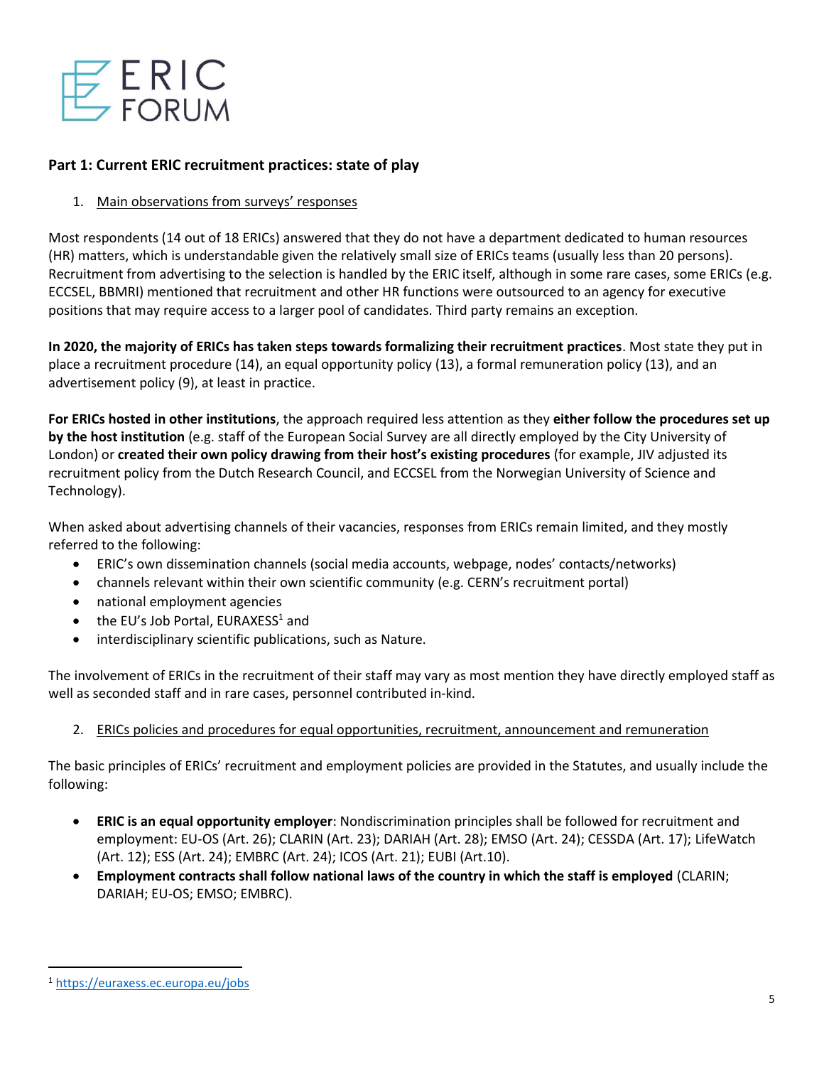## Part 1: Current ERIC recruitment practices: state of play

1. Main observations from surveys' responses

Most respondents (14 out of 18 ERICs) answered that they do not have a department dedicated to human resources (HR) matters, which is understandable given the relatively small size of ERICs teams (usually less than 20 persons). Recruitment from advertising to the selection is handled by the ERIC itself, although in some rare cases, some ERICs (e.g. ECCSEL, BBMRI) mentioned that recruitment and other HR functions were outsourced to an agency for executive positions that may require access to a larger pool of candidates. Third party remains an exception.

**In 2020, the majority of ERICs has taken steps towards formalizing their recruitment practices**. Most state they put in place a recruitment procedure (14), an equal opportunity policy (13), a formal remuneration policy (13), and an advertisement policy (9), at least in practice.

**For ERICs hosted in other institutions**, the approach required less attention as they **either follow the procedures set up by the host institution** (e.g. staff of the European Social Survey are all directly employed by the City University of London) or **created their own policy drawing from their host's existing procedures** (for example, JIV adjusted its recruitment policy from the Dutch Research Council, and ECCSEL from the Norwegian University of Science and Technology).

When asked about advertising channels of their vacancies, responses from ERICs remain limited, and they mostly referred to the following:

- ERIC's own dissemination channels (social media accounts, webpage, nodes' contacts/networks)
- channels relevant within their own scientific community (e.g. CERN's recruitment portal)
- national employment agencies
- the EU's Job Portal, EURAXESS[1] and
- interdisciplinary scientific publications, such as Nature.

The involvement of ERICs in the recruitment of their staff may vary as most mention they have directly employed staff as well as seconded staff and in rare cases, personnel contributed in-kind.

2. ERICs policies and procedures for equal opportunities, recruitment, announcement and remuneration

The basic principles of ERICs' recruitment and employment policies are provided in the Statutes, and usually include the following:

- **ERIC is an equal opportunity employer**: Nondiscrimination principles shall be followed for recruitment and employment: EU-OS (Art. 26); CLARIN (Art. 23); DARIAH (Art. 28); EMSO (Art. 24); CESSDA (Art. 17); LifeWatch (Art. 12); ESS (Art. 24); EMBRC (Art. 24); ICOS (Art. 21); EUBI (Art.10).
- **Employment contracts shall follow national laws of the country in which the staff is employed** (CLARIN; DARIAH; EU-OS; EMSO; EMBRC).

[1] https://euraxess.ec.europa.eu/jobs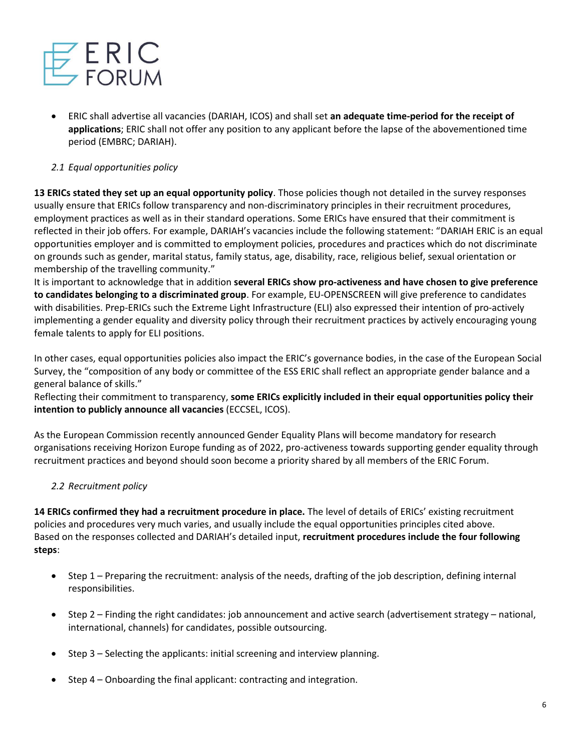- ERIC shall advertise all vacancies (DARIAH, ICOS) and shall set **an adequate time-period for the receipt of applications**; ERIC shall not offer any position to any applicant before the lapse of the abovementioned time period (EMBRC; DARIAH).

### *2.1 Equal opportunities policy*

**13 ERICs stated they set up an equal opportunity policy**. Those policies though not detailed in the survey responses usually ensure that ERICs follow transparency and non-discriminatory principles in their recruitment procedures, employment practices as well as in their standard operations. Some ERICs have ensured that their commitment is reflected in their job offers. For example, DARIAH's vacancies include the following statement: "DARIAH ERIC is an equal opportunities employer and is committed to employment policies, procedures and practices which do not discriminate on grounds such as gender, marital status, family status, age, disability, race, religious belief, sexual orientation or membership of the travelling community."

It is important to acknowledge that in addition **several ERICs show pro-activeness and have chosen to give preference to candidates belonging to a discriminated group**. For example, EU-OPENSCREEN will give preference to candidates with disabilities. Prep-ERICs such the Extreme Light Infrastructure (ELI) also expressed their intention of pro-actively implementing a gender equality and diversity policy through their recruitment practices by actively encouraging young female talents to apply for ELI positions.

In other cases, equal opportunities policies also impact the ERIC's governance bodies, in the case of the European Social Survey, the "composition of any body or committee of the ESS ERIC shall reflect an appropriate gender balance and a general balance of skills."

Reflecting their commitment to transparency, **some ERICs explicitly included in their equal opportunities policy their intention to publicly announce all vacancies** (ECCSEL, ICOS).

As the European Commission recently announced Gender Equality Plans will become mandatory for research organisations receiving Horizon Europe funding as of 2022, pro-activeness towards supporting gender equality through recruitment practices and beyond should soon become a priority shared by all members of the ERIC Forum.

### *2.2 Recruitment policy*

**14 ERICs confirmed they had a recruitment procedure in place.** The level of details of ERICs' existing recruitment policies and procedures very much varies, and usually include the equal opportunities principles cited above. Based on the responses collected and DARIAH's detailed input, **recruitment procedures include the four following steps**:

- Step 1 – Preparing the recruitment: analysis of the needs, drafting of the job description, defining internal responsibilities.
- Step 2 – Finding the right candidates: job announcement and active search (advertisement strategy – national, international, channels) for candidates, possible outsourcing.
- Step 3 – Selecting the applicants: initial screening and interview planning.
- Step 4 – Onboarding the final applicant: contracting and integration.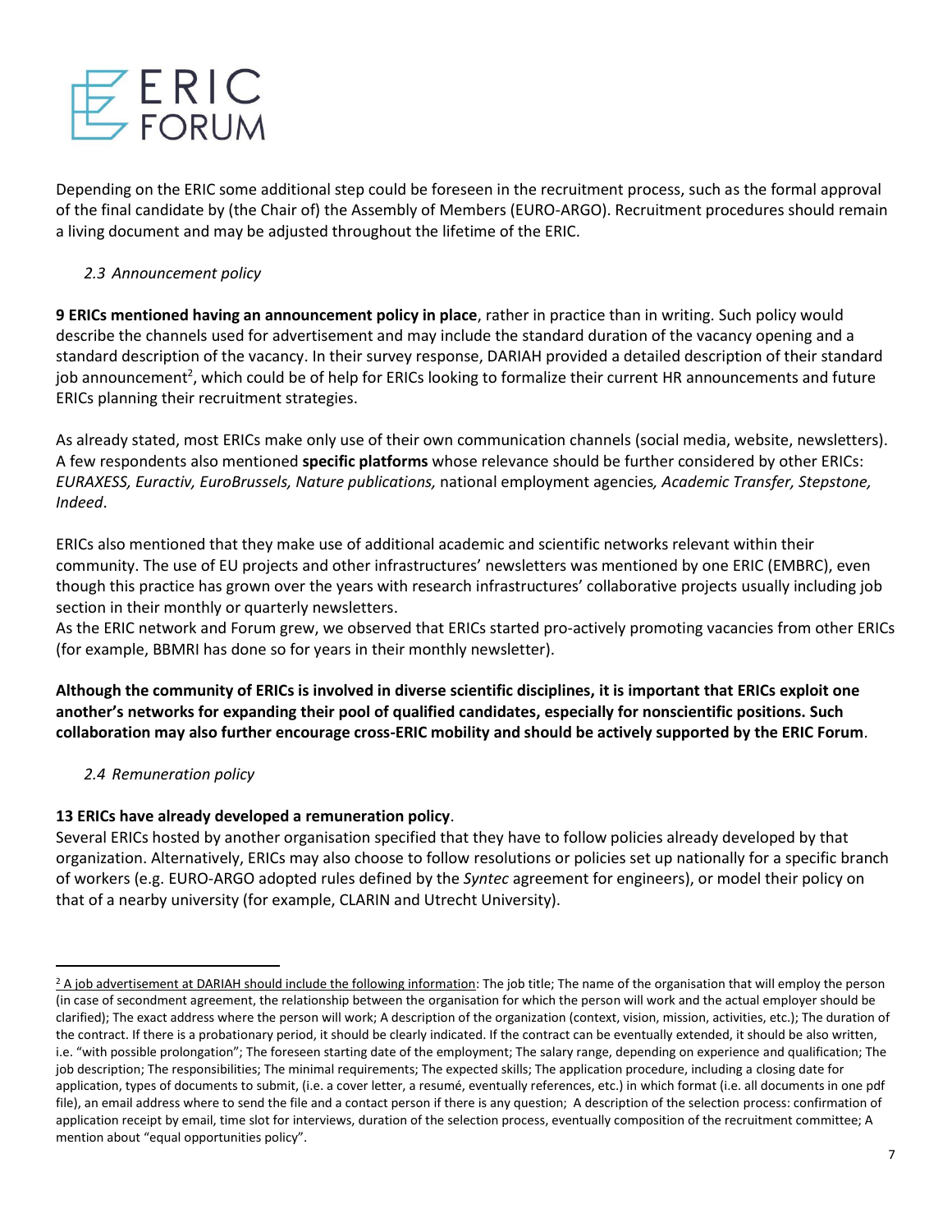Depending on the ERIC some additional step could be foreseen in the recruitment process, such as the formal approval of the final candidate by (the Chair of) the Assembly of Members (EURO-ARGO). Recruitment procedures should remain a living document and may be adjusted throughout the lifetime of the ERIC.

### *2.3 Announcement policy*

**9 ERICs mentioned having an announcement policy in place**, rather in practice than in writing. Such policy would describe the channels used for advertisement and may include the standard duration of the vacancy opening and a standard description of the vacancy. In their survey response, DARIAH provided a detailed description of their standard job announcement[2], which could be of help for ERICs looking to formalize their current HR announcements and future ERICs planning their recruitment strategies.

As already stated, most ERICs make only use of their own communication channels (social media, website, newsletters). A few respondents also mentioned **specific platforms** whose relevance should be further considered by other ERICs: *EURAXESS, Euractiv, EuroBrussels, Nature publications,* national employment agencies*, Academic Transfer, Stepstone, Indeed*.

ERICs also mentioned that they make use of additional academic and scientific networks relevant within their community. The use of EU projects and other infrastructures' newsletters was mentioned by one ERIC (EMBRC), even though this practice has grown over the years with research infrastructures' collaborative projects usually including job section in their monthly or quarterly newsletters.
As the ERIC network and Forum grew, we observed that ERICs started pro-actively promoting vacancies from other ERICs (for example, BBMRI has done so for years in their monthly newsletter).

**Although the community of ERICs is involved in diverse scientific disciplines, it is important that ERICs exploit one another's networks for expanding their pool of qualified candidates, especially for nonscientific positions. Such collaboration may also further encourage cross-ERIC mobility and should be actively supported by the ERIC Forum**.

### *2.4 Remuneration policy*

**13 ERICs have already developed a remuneration policy**.
Several ERICs hosted by another organisation specified that they have to follow policies already developed by that organization. Alternatively, ERICs may also choose to follow resolutions or policies set up nationally for a specific branch of workers (e.g. EURO-ARGO adopted rules defined by the *Syntec* agreement for engineers), or model their policy on that of a nearby university (for example, CLARIN and Utrecht University).

---

[2] A job advertisement at DARIAH should include the following information: The job title; The name of the organisation that will employ the person (in case of secondment agreement, the relationship between the organisation for which the person will work and the actual employer should be clarified); The exact address where the person will work; A description of the organization (context, vision, mission, activities, etc.); The duration of the contract. If there is a probationary period, it should be clearly indicated. If the contract can be eventually extended, it should be also written, i.e. "with possible prolongation"; The foreseen starting date of the employment; The salary range, depending on experience and qualification; The job description; The responsibilities; The minimal requirements; The expected skills; The application procedure, including a closing date for application, types of documents to submit, (i.e. a cover letter, a resumé, eventually references, etc.) in which format (i.e. all documents in one pdf file), an email address where to send the file and a contact person if there is any question; A description of the selection process: confirmation of application receipt by email, time slot for interviews, duration of the selection process, eventually composition of the recruitment committee; A mention about "equal opportunities policy".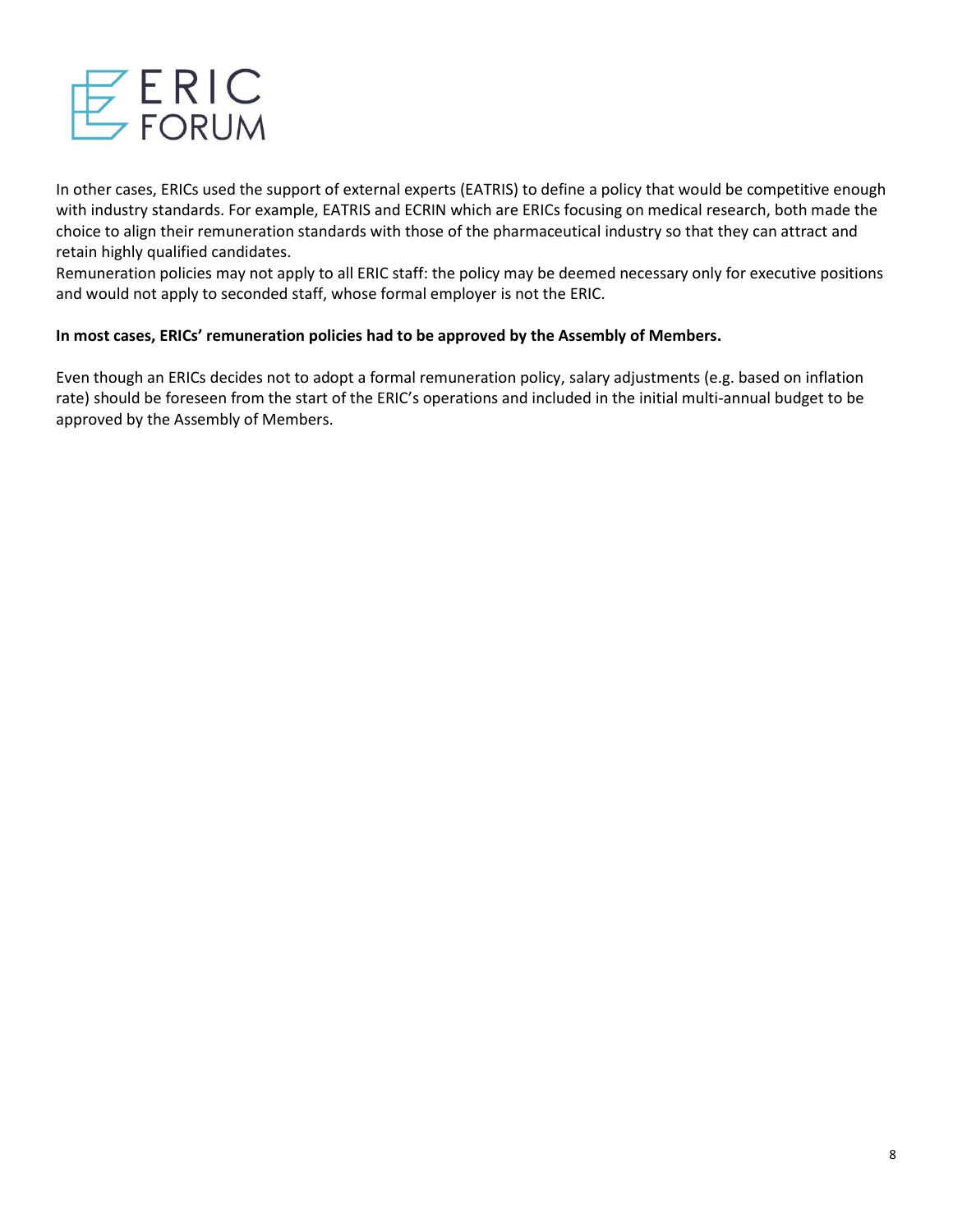In other cases, ERICs used the support of external experts (EATRIS) to define a policy that would be competitive enough with industry standards. For example, EATRIS and ECRIN which are ERICs focusing on medical research, both made the choice to align their remuneration standards with those of the pharmaceutical industry so that they can attract and retain highly qualified candidates.
Remuneration policies may not apply to all ERIC staff: the policy may be deemed necessary only for executive positions and would not apply to seconded staff, whose formal employer is not the ERIC.

**In most cases, ERICs' remuneration policies had to be approved by the Assembly of Members.**

Even though an ERICs decides not to adopt a formal remuneration policy, salary adjustments (e.g. based on inflation rate) should be foreseen from the start of the ERIC's operations and included in the initial multi-annual budget to be approved by the Assembly of Members.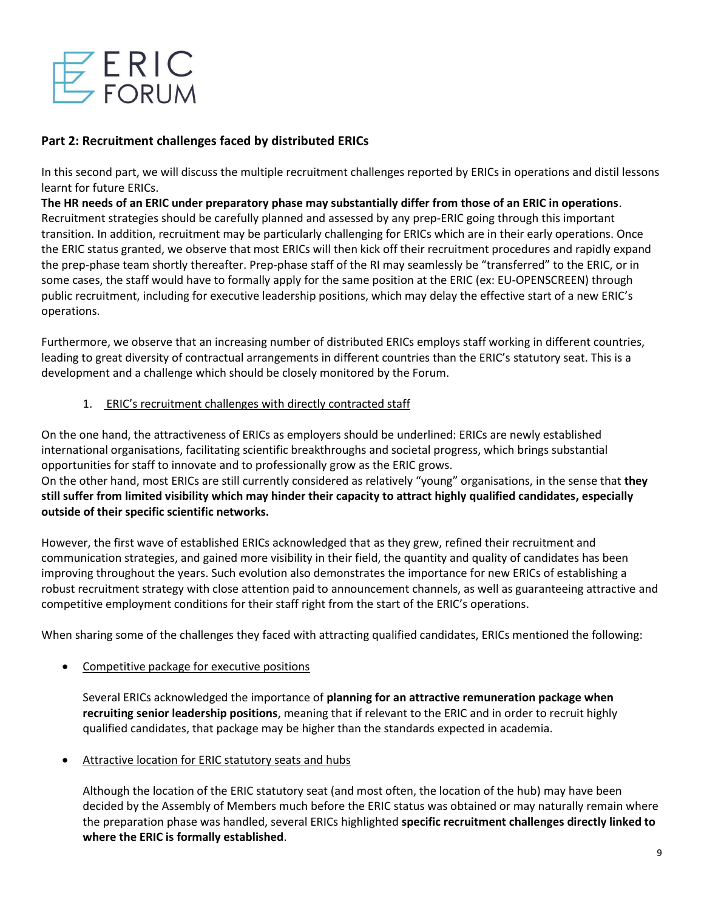## Part 2: Recruitment challenges faced by distributed ERICs

In this second part, we will discuss the multiple recruitment challenges reported by ERICs in operations and distil lessons learnt for future ERICs.

**The HR needs of an ERIC under preparatory phase may substantially differ from those of an ERIC in operations**. Recruitment strategies should be carefully planned and assessed by any prep-ERIC going through this important transition. In addition, recruitment may be particularly challenging for ERICs which are in their early operations. Once the ERIC status granted, we observe that most ERICs will then kick off their recruitment procedures and rapidly expand the prep-phase team shortly thereafter. Prep-phase staff of the RI may seamlessly be "transferred" to the ERIC, or in some cases, the staff would have to formally apply for the same position at the ERIC (ex: EU-OPENSCREEN) through public recruitment, including for executive leadership positions, which may delay the effective start of a new ERIC's operations.

Furthermore, we observe that an increasing number of distributed ERICs employs staff working in different countries, leading to great diversity of contractual arrangements in different countries than the ERIC's statutory seat. This is a development and a challenge which should be closely monitored by the Forum.

### 1. ERIC's recruitment challenges with directly contracted staff

On the one hand, the attractiveness of ERICs as employers should be underlined: ERICs are newly established international organisations, facilitating scientific breakthroughs and societal progress, which brings substantial opportunities for staff to innovate and to professionally grow as the ERIC grows.

On the other hand, most ERICs are still currently considered as relatively "young" organisations, in the sense that **they still suffer from limited visibility which may hinder their capacity to attract highly qualified candidates, especially outside of their specific scientific networks.**

However, the first wave of established ERICs acknowledged that as they grew, refined their recruitment and communication strategies, and gained more visibility in their field, the quantity and quality of candidates has been improving throughout the years. Such evolution also demonstrates the importance for new ERICs of establishing a robust recruitment strategy with close attention paid to announcement channels, as well as guaranteeing attractive and competitive employment conditions for their staff right from the start of the ERIC's operations.

When sharing some of the challenges they faced with attracting qualified candidates, ERICs mentioned the following:

- Competitive package for executive positions

  Several ERICs acknowledged the importance of **planning for an attractive remuneration package when recruiting senior leadership positions**, meaning that if relevant to the ERIC and in order to recruit highly qualified candidates, that package may be higher than the standards expected in academia.

- Attractive location for ERIC statutory seats and hubs

  Although the location of the ERIC statutory seat (and most often, the location of the hub) may have been decided by the Assembly of Members much before the ERIC status was obtained or may naturally remain where the preparation phase was handled, several ERICs highlighted **specific recruitment challenges directly linked to where the ERIC is formally established**.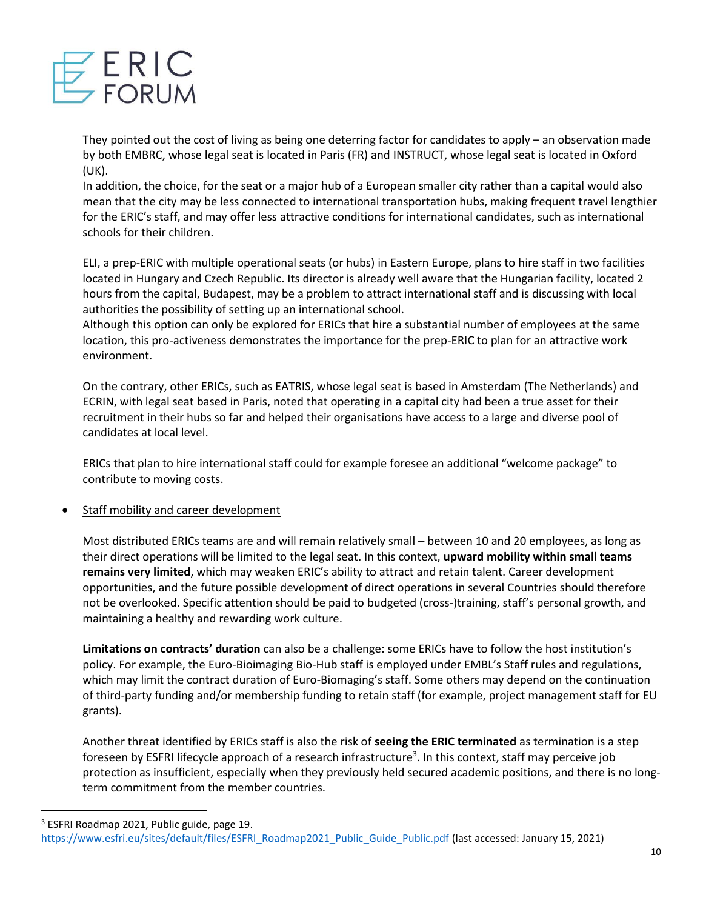They pointed out the cost of living as being one deterring factor for candidates to apply – an observation made by both EMBRC, whose legal seat is located in Paris (FR) and INSTRUCT, whose legal seat is located in Oxford (UK).
In addition, the choice, for the seat or a major hub of a European smaller city rather than a capital would also mean that the city may be less connected to international transportation hubs, making frequent travel lengthier for the ERIC's staff, and may offer less attractive conditions for international candidates, such as international schools for their children.

ELI, a prep-ERIC with multiple operational seats (or hubs) in Eastern Europe, plans to hire staff in two facilities located in Hungary and Czech Republic. Its director is already well aware that the Hungarian facility, located 2 hours from the capital, Budapest, may be a problem to attract international staff and is discussing with local authorities the possibility of setting up an international school.
Although this option can only be explored for ERICs that hire a substantial number of employees at the same location, this pro-activeness demonstrates the importance for the prep-ERIC to plan for an attractive work environment.

On the contrary, other ERICs, such as EATRIS, whose legal seat is based in Amsterdam (The Netherlands) and ECRIN, with legal seat based in Paris, noted that operating in a capital city had been a true asset for their recruitment in their hubs so far and helped their organisations have access to a large and diverse pool of candidates at local level.

ERICs that plan to hire international staff could for example foresee an additional "welcome package" to contribute to moving costs.

- Staff mobility and career development

  Most distributed ERICs teams are and will remain relatively small – between 10 and 20 employees, as long as their direct operations will be limited to the legal seat. In this context, **upward mobility within small teams remains very limited**, which may weaken ERIC's ability to attract and retain talent. Career development opportunities, and the future possible development of direct operations in several Countries should therefore not be overlooked. Specific attention should be paid to budgeted (cross-)training, staff's personal growth, and maintaining a healthy and rewarding work culture.

  **Limitations on contracts' duration** can also be a challenge: some ERICs have to follow the host institution's policy. For example, the Euro-Bioimaging Bio-Hub staff is employed under EMBL's Staff rules and regulations, which may limit the contract duration of Euro-Biomaging's staff. Some others may depend on the continuation of third-party funding and/or membership funding to retain staff (for example, project management staff for EU grants).

  Another threat identified by ERICs staff is also the risk of **seeing the ERIC terminated** as termination is a step foreseen by ESFRI lifecycle approach of a research infrastructure[3]. In this context, staff may perceive job protection as insufficient, especially when they previously held secured academic positions, and there is no long-term commitment from the member countries.

[3] ESFRI Roadmap 2021, Public guide, page 19. https://www.esfri.eu/sites/default/files/ESFRI_Roadmap2021_Public_Guide_Public.pdf (last accessed: January 15, 2021)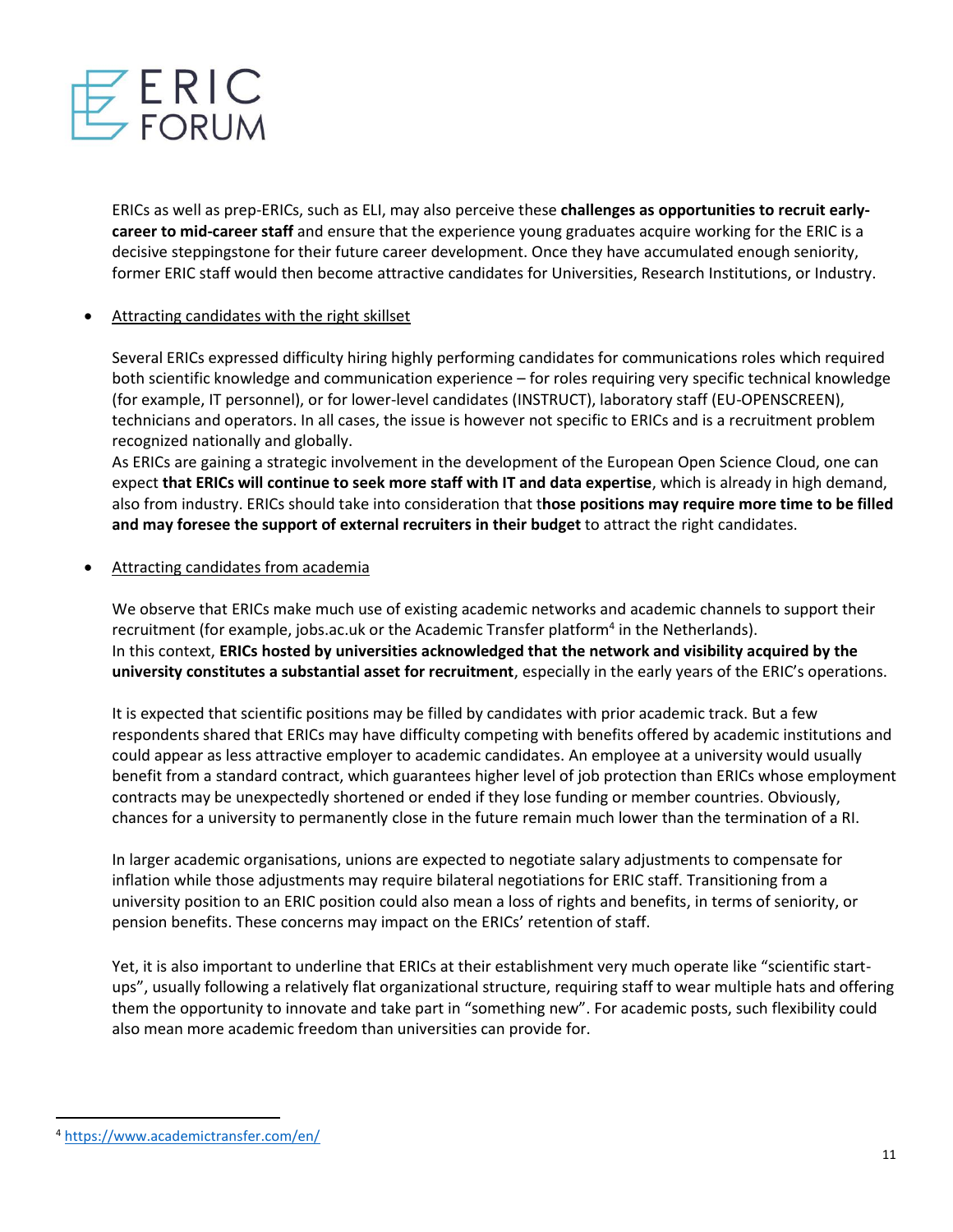ERICs as well as prep-ERICs, such as ELI, may also perceive these **challenges as opportunities to recruit early-career to mid-career staff** and ensure that the experience young graduates acquire working for the ERIC is a decisive steppingstone for their future career development. Once they have accumulated enough seniority, former ERIC staff would then become attractive candidates for Universities, Research Institutions, or Industry.

- <u>Attracting candidates with the right skillset</u>

  Several ERICs expressed difficulty hiring highly performing candidates for communications roles which required both scientific knowledge and communication experience – for roles requiring very specific technical knowledge (for example, IT personnel), or for lower-level candidates (INSTRUCT), laboratory staff (EU-OPENSCREEN), technicians and operators. In all cases, the issue is however not specific to ERICs and is a recruitment problem recognized nationally and globally.
  As ERICs are gaining a strategic involvement in the development of the European Open Science Cloud, one can expect **that ERICs will continue to seek more staff with IT and data expertise**, which is already in high demand, also from industry. ERICs should take into consideration that t**hose positions may require more time to be filled and may foresee the support of external recruiters in their budget** to attract the right candidates.

- <u>Attracting candidates from academia</u>

  We observe that ERICs make much use of existing academic networks and academic channels to support their recruitment (for example, jobs.ac.uk or the Academic Transfer platform[4] in the Netherlands).
  In this context, **ERICs hosted by universities acknowledged that the network and visibility acquired by the university constitutes a substantial asset for recruitment**, especially in the early years of the ERIC's operations.

  It is expected that scientific positions may be filled by candidates with prior academic track. But a few respondents shared that ERICs may have difficulty competing with benefits offered by academic institutions and could appear as less attractive employer to academic candidates. An employee at a university would usually benefit from a standard contract, which guarantees higher level of job protection than ERICs whose employment contracts may be unexpectedly shortened or ended if they lose funding or member countries. Obviously, chances for a university to permanently close in the future remain much lower than the termination of a RI.

  In larger academic organisations, unions are expected to negotiate salary adjustments to compensate for inflation while those adjustments may require bilateral negotiations for ERIC staff. Transitioning from a university position to an ERIC position could also mean a loss of rights and benefits, in terms of seniority, or pension benefits. These concerns may impact on the ERICs' retention of staff.

  Yet, it is also important to underline that ERICs at their establishment very much operate like "scientific start-ups", usually following a relatively flat organizational structure, requiring staff to wear multiple hats and offering them the opportunity to innovate and take part in "something new". For academic posts, such flexibility could also mean more academic freedom than universities can provide for.

[4] https://www.academictransfer.com/en/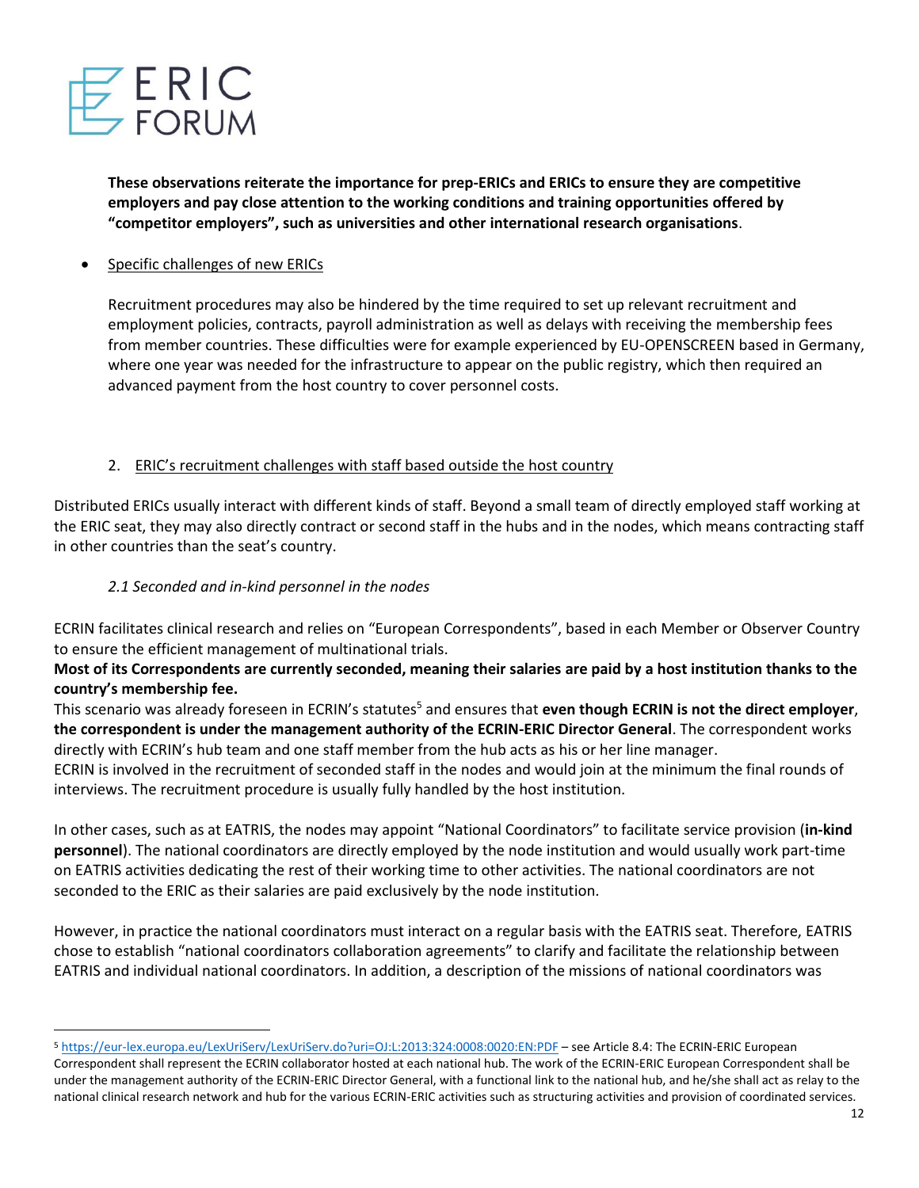**These observations reiterate the importance for prep-ERICs and ERICs to ensure they are competitive employers and pay close attention to the working conditions and training opportunities offered by "competitor employers", such as universities and other international research organisations**.

- Specific challenges of new ERICs

  Recruitment procedures may also be hindered by the time required to set up relevant recruitment and employment policies, contracts, payroll administration as well as delays with receiving the membership fees from member countries. These difficulties were for example experienced by EU-OPENSCREEN based in Germany, where one year was needed for the infrastructure to appear on the public registry, which then required an advanced payment from the host country to cover personnel costs.

## 2. ERIC's recruitment challenges with staff based outside the host country

Distributed ERICs usually interact with different kinds of staff. Beyond a small team of directly employed staff working at the ERIC seat, they may also directly contract or second staff in the hubs and in the nodes, which means contracting staff in other countries than the seat's country.

### *2.1 Seconded and in-kind personnel in the nodes*

ECRIN facilitates clinical research and relies on "European Correspondents", based in each Member or Observer Country to ensure the efficient management of multinational trials.

**Most of its Correspondents are currently seconded, meaning their salaries are paid by a host institution thanks to the country's membership fee.**

This scenario was already foreseen in ECRIN's statutes[5] and ensures that **even though ECRIN is not the direct employer**, **the correspondent is under the management authority of the ECRIN-ERIC Director General**. The correspondent works directly with ECRIN's hub team and one staff member from the hub acts as his or her line manager.

ECRIN is involved in the recruitment of seconded staff in the nodes and would join at the minimum the final rounds of interviews. The recruitment procedure is usually fully handled by the host institution.

In other cases, such as at EATRIS, the nodes may appoint "National Coordinators" to facilitate service provision (**in-kind personnel**). The national coordinators are directly employed by the node institution and would usually work part-time on EATRIS activities dedicating the rest of their working time to other activities. The national coordinators are not seconded to the ERIC as their salaries are paid exclusively by the node institution.

However, in practice the national coordinators must interact on a regular basis with the EATRIS seat. Therefore, EATRIS chose to establish "national coordinators collaboration agreements" to clarify and facilitate the relationship between EATRIS and individual national coordinators. In addition, a description of the missions of national coordinators was

---

[5] https://eur-lex.europa.eu/LexUriServ/LexUriServ.do?uri=OJ:L:2013:324:0008:0020:EN:PDF – see Article 8.4: The ECRIN-ERIC European Correspondent shall represent the ECRIN collaborator hosted at each national hub. The work of the ECRIN-ERIC European Correspondent shall be under the management authority of the ECRIN-ERIC Director General, with a functional link to the national hub, and he/she shall act as relay to the national clinical research network and hub for the various ECRIN-ERIC activities such as structuring activities and provision of coordinated services.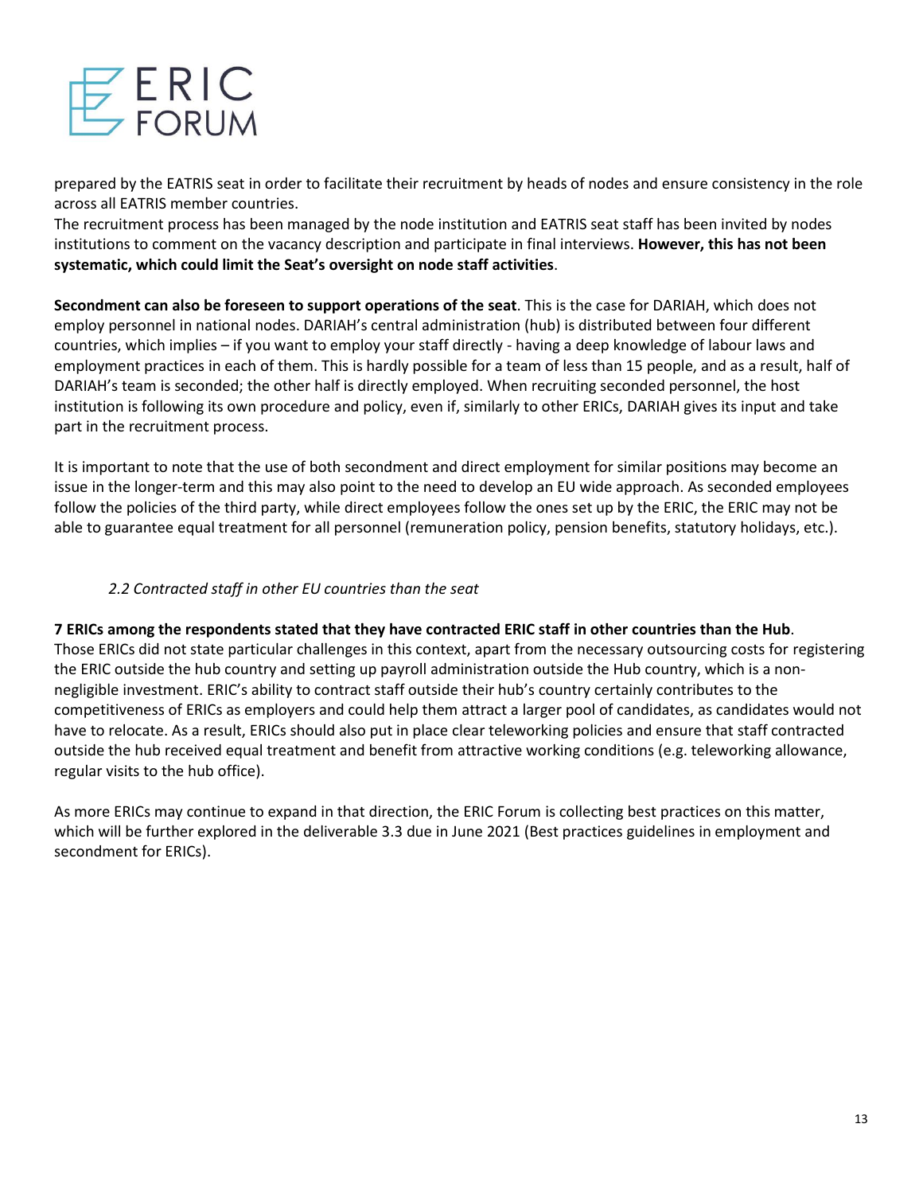prepared by the EATRIS seat in order to facilitate their recruitment by heads of nodes and ensure consistency in the role across all EATRIS member countries.
The recruitment process has been managed by the node institution and EATRIS seat staff has been invited by nodes institutions to comment on the vacancy description and participate in final interviews. **However, this has not been systematic, which could limit the Seat's oversight on node staff activities**.

**Secondment can also be foreseen to support operations of the seat**. This is the case for DARIAH, which does not employ personnel in national nodes. DARIAH's central administration (hub) is distributed between four different countries, which implies – if you want to employ your staff directly - having a deep knowledge of labour laws and employment practices in each of them. This is hardly possible for a team of less than 15 people, and as a result, half of DARIAH's team is seconded; the other half is directly employed. When recruiting seconded personnel, the host institution is following its own procedure and policy, even if, similarly to other ERICs, DARIAH gives its input and take part in the recruitment process.

It is important to note that the use of both secondment and direct employment for similar positions may become an issue in the longer-term and this may also point to the need to develop an EU wide approach. As seconded employees follow the policies of the third party, while direct employees follow the ones set up by the ERIC, the ERIC may not be able to guarantee equal treatment for all personnel (remuneration policy, pension benefits, statutory holidays, etc.).

### *2.2 Contracted staff in other EU countries than the seat*

**7 ERICs among the respondents stated that they have contracted ERIC staff in other countries than the Hub**.
Those ERICs did not state particular challenges in this context, apart from the necessary outsourcing costs for registering the ERIC outside the hub country and setting up payroll administration outside the Hub country, which is a non-negligible investment. ERIC's ability to contract staff outside their hub's country certainly contributes to the competitiveness of ERICs as employers and could help them attract a larger pool of candidates, as candidates would not have to relocate. As a result, ERICs should also put in place clear teleworking policies and ensure that staff contracted outside the hub received equal treatment and benefit from attractive working conditions (e.g. teleworking allowance, regular visits to the hub office).

As more ERICs may continue to expand in that direction, the ERIC Forum is collecting best practices on this matter, which will be further explored in the deliverable 3.3 due in June 2021 (Best practices guidelines in employment and secondment for ERICs).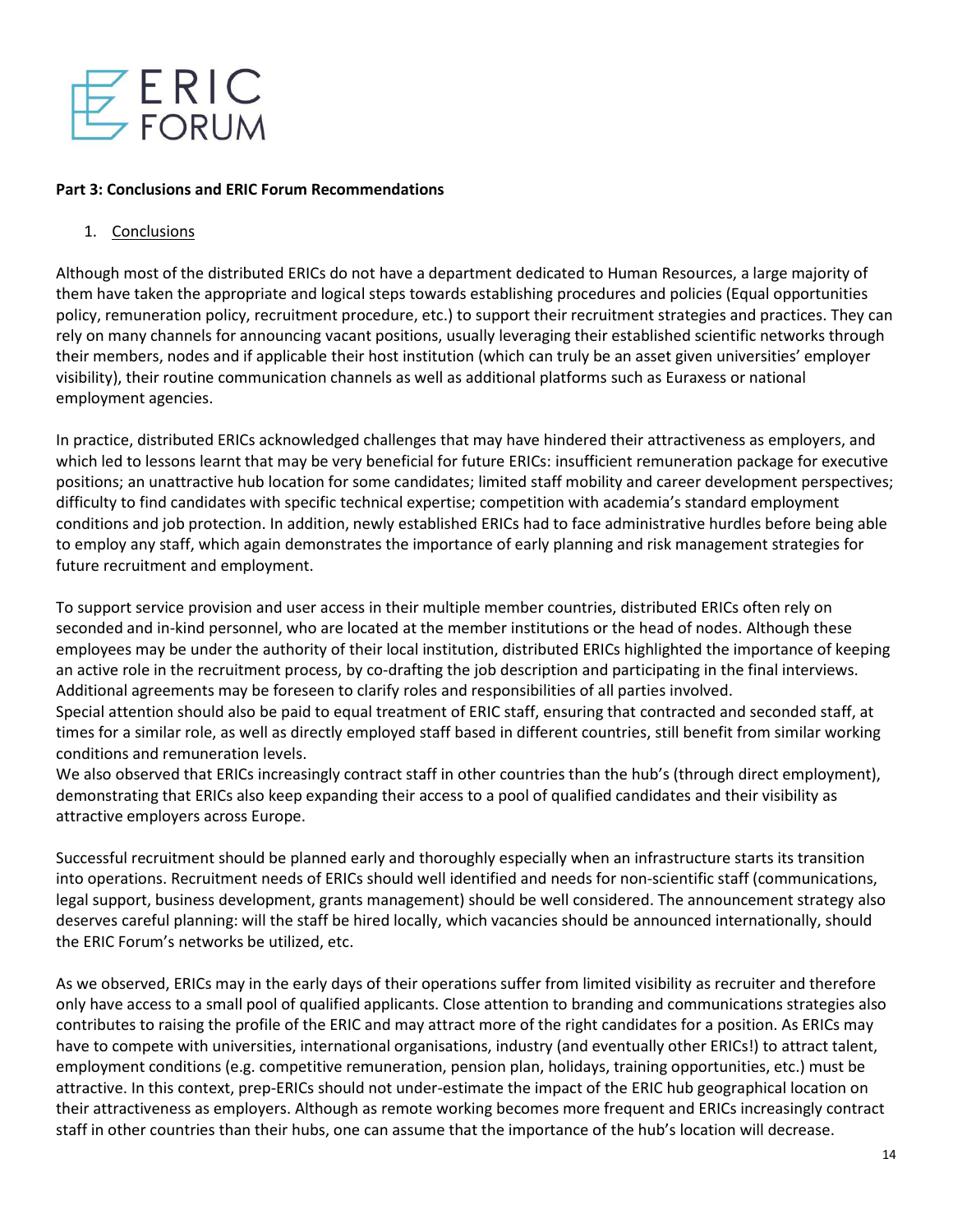**Part 3: Conclusions and ERIC Forum Recommendations**

1. Conclusions

Although most of the distributed ERICs do not have a department dedicated to Human Resources, a large majority of them have taken the appropriate and logical steps towards establishing procedures and policies (Equal opportunities policy, remuneration policy, recruitment procedure, etc.) to support their recruitment strategies and practices. They can rely on many channels for announcing vacant positions, usually leveraging their established scientific networks through their members, nodes and if applicable their host institution (which can truly be an asset given universities' employer visibility), their routine communication channels as well as additional platforms such as Euraxess or national employment agencies.

In practice, distributed ERICs acknowledged challenges that may have hindered their attractiveness as employers, and which led to lessons learnt that may be very beneficial for future ERICs: insufficient remuneration package for executive positions; an unattractive hub location for some candidates; limited staff mobility and career development perspectives; difficulty to find candidates with specific technical expertise; competition with academia's standard employment conditions and job protection. In addition, newly established ERICs had to face administrative hurdles before being able to employ any staff, which again demonstrates the importance of early planning and risk management strategies for future recruitment and employment.

To support service provision and user access in their multiple member countries, distributed ERICs often rely on seconded and in-kind personnel, who are located at the member institutions or the head of nodes. Although these employees may be under the authority of their local institution, distributed ERICs highlighted the importance of keeping an active role in the recruitment process, by co-drafting the job description and participating in the final interviews. Additional agreements may be foreseen to clarify roles and responsibilities of all parties involved.
Special attention should also be paid to equal treatment of ERIC staff, ensuring that contracted and seconded staff, at times for a similar role, as well as directly employed staff based in different countries, still benefit from similar working conditions and remuneration levels.
We also observed that ERICs increasingly contract staff in other countries than the hub's (through direct employment), demonstrating that ERICs also keep expanding their access to a pool of qualified candidates and their visibility as attractive employers across Europe.

Successful recruitment should be planned early and thoroughly especially when an infrastructure starts its transition into operations. Recruitment needs of ERICs should well identified and needs for non-scientific staff (communications, legal support, business development, grants management) should be well considered. The announcement strategy also deserves careful planning: will the staff be hired locally, which vacancies should be announced internationally, should the ERIC Forum's networks be utilized, etc.

As we observed, ERICs may in the early days of their operations suffer from limited visibility as recruiter and therefore only have access to a small pool of qualified applicants. Close attention to branding and communications strategies also contributes to raising the profile of the ERIC and may attract more of the right candidates for a position. As ERICs may have to compete with universities, international organisations, industry (and eventually other ERICs!) to attract talent, employment conditions (e.g. competitive remuneration, pension plan, holidays, training opportunities, etc.) must be attractive. In this context, prep-ERICs should not under-estimate the impact of the ERIC hub geographical location on their attractiveness as employers. Although as remote working becomes more frequent and ERICs increasingly contract staff in other countries than their hubs, one can assume that the importance of the hub's location will decrease.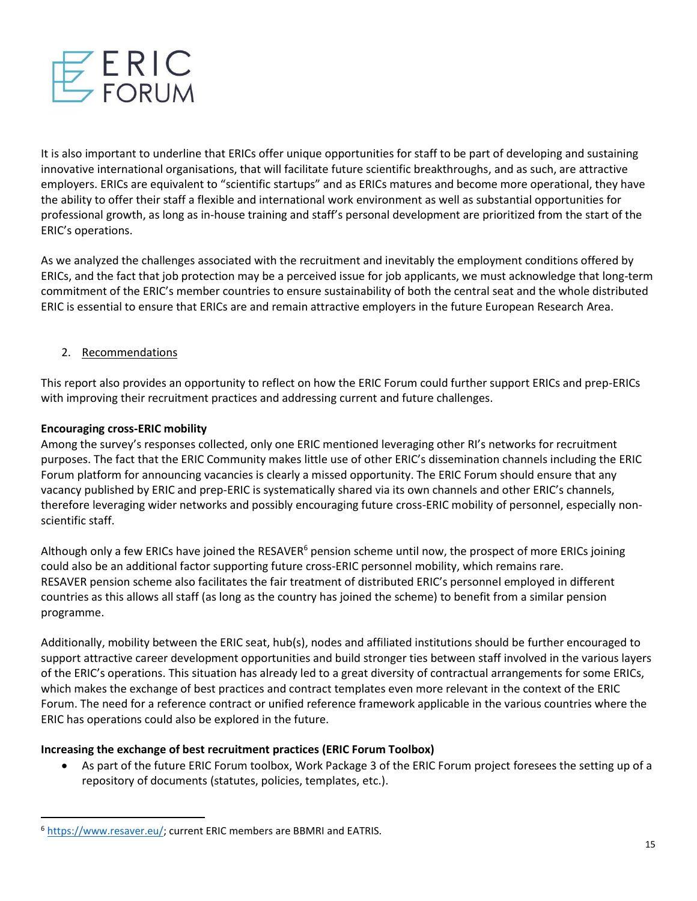It is also important to underline that ERICs offer unique opportunities for staff to be part of developing and sustaining innovative international organisations, that will facilitate future scientific breakthroughs, and as such, are attractive employers. ERICs are equivalent to "scientific startups" and as ERICs matures and become more operational, they have the ability to offer their staff a flexible and international work environment as well as substantial opportunities for professional growth, as long as in-house training and staff's personal development are prioritized from the start of the ERIC's operations.

As we analyzed the challenges associated with the recruitment and inevitably the employment conditions offered by ERICs, and the fact that job protection may be a perceived issue for job applicants, we must acknowledge that long-term commitment of the ERIC's member countries to ensure sustainability of both the central seat and the whole distributed ERIC is essential to ensure that ERICs are and remain attractive employers in the future European Research Area.

## 2. Recommendations

This report also provides an opportunity to reflect on how the ERIC Forum could further support ERICs and prep-ERICs with improving their recruitment practices and addressing current and future challenges.

**Encouraging cross-ERIC mobility**

Among the survey's responses collected, only one ERIC mentioned leveraging other RI's networks for recruitment purposes. The fact that the ERIC Community makes little use of other ERIC's dissemination channels including the ERIC Forum platform for announcing vacancies is clearly a missed opportunity. The ERIC Forum should ensure that any vacancy published by ERIC and prep-ERIC is systematically shared via its own channels and other ERIC's channels, therefore leveraging wider networks and possibly encouraging future cross-ERIC mobility of personnel, especially non-scientific staff.

Although only a few ERICs have joined the RESAVER[6] pension scheme until now, the prospect of more ERICs joining could also be an additional factor supporting future cross-ERIC personnel mobility, which remains rare. RESAVER pension scheme also facilitates the fair treatment of distributed ERIC's personnel employed in different countries as this allows all staff (as long as the country has joined the scheme) to benefit from a similar pension programme.

Additionally, mobility between the ERIC seat, hub(s), nodes and affiliated institutions should be further encouraged to support attractive career development opportunities and build stronger ties between staff involved in the various layers of the ERIC's operations. This situation has already led to a great diversity of contractual arrangements for some ERICs, which makes the exchange of best practices and contract templates even more relevant in the context of the ERIC Forum. The need for a reference contract or unified reference framework applicable in the various countries where the ERIC has operations could also be explored in the future.

**Increasing the exchange of best recruitment practices (ERIC Forum Toolbox)**

- As part of the future ERIC Forum toolbox, Work Package 3 of the ERIC Forum project foresees the setting up of a repository of documents (statutes, policies, templates, etc.).

---

[6] https://www.resaver.eu/; current ERIC members are BBMRI and EATRIS.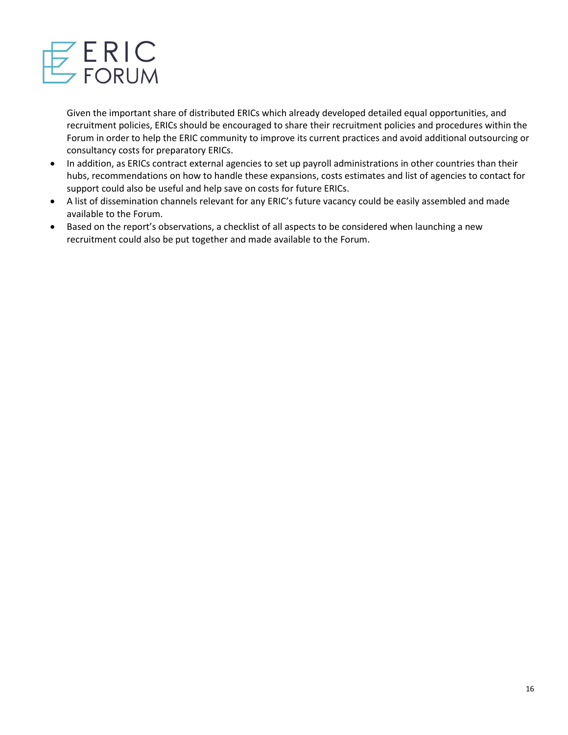Given the important share of distributed ERICs which already developed detailed equal opportunities, and recruitment policies, ERICs should be encouraged to share their recruitment policies and procedures within the Forum in order to help the ERIC community to improve its current practices and avoid additional outsourcing or consultancy costs for preparatory ERICs.

- In addition, as ERICs contract external agencies to set up payroll administrations in other countries than their hubs, recommendations on how to handle these expansions, costs estimates and list of agencies to contact for support could also be useful and help save on costs for future ERICs.
- A list of dissemination channels relevant for any ERIC's future vacancy could be easily assembled and made available to the Forum.
- Based on the report's observations, a checklist of all aspects to be considered when launching a new recruitment could also be put together and made available to the Forum.